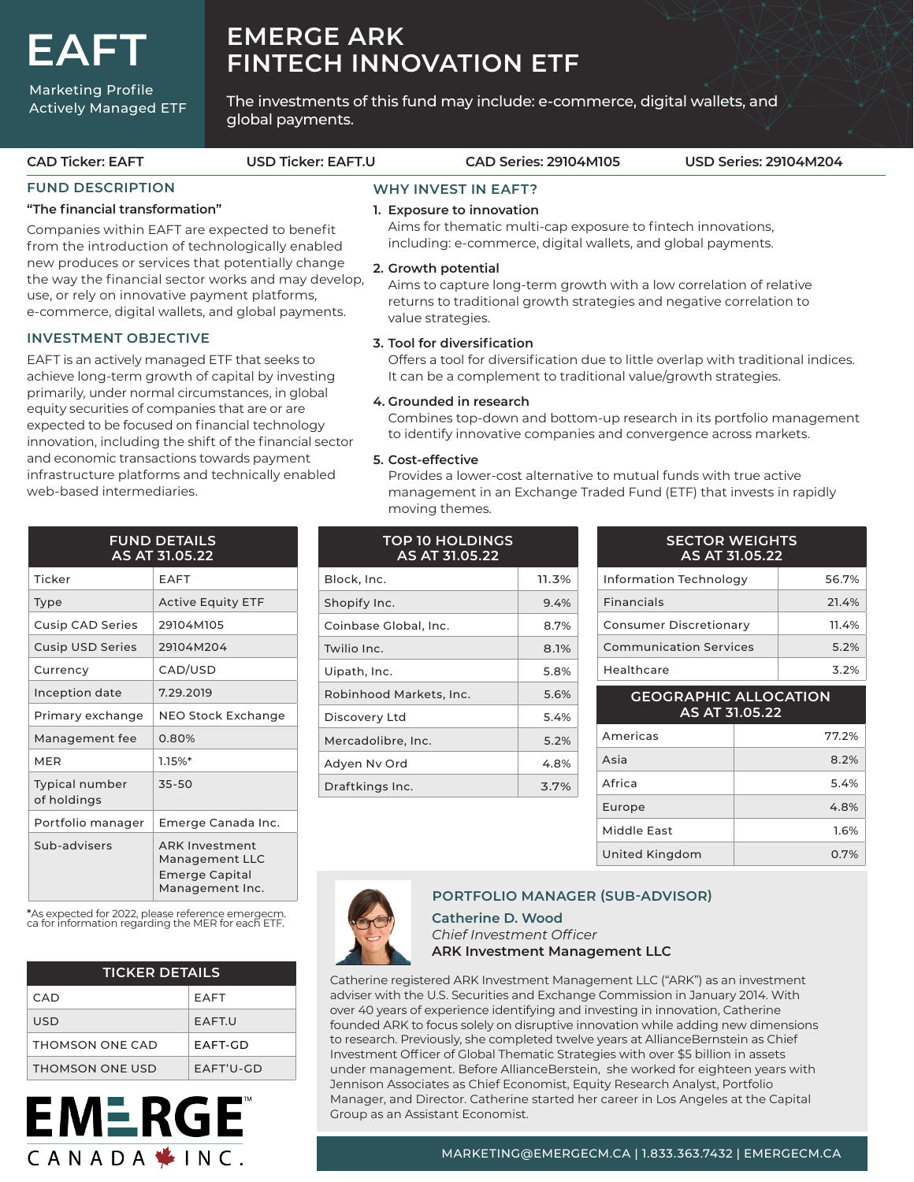# EAFT

Marketing Profile
Actively Managed ETF

# EMERGE ARK FINTECH INNOVATION ETF

The investments of this fund may include: e-commerce, digital wallets, and global payments.

**CAD Ticker: EAFT** | **USD Ticker: EAFT.U** | **CAD Series: 29104M105** | **USD Series: 29104M204**

## FUND DESCRIPTION

**"The financial transformation"**

Companies within EAFT are expected to benefit from the introduction of technologically enabled new produces or services that potentially change the way the financial sector works and may develop, use, or rely on innovative payment platforms, e-commerce, digital wallets, and global payments.

## INVESTMENT OBJECTIVE

EAFT is an actively managed ETF that seeks to achieve long-term growth of capital by investing primarily, under normal circumstances, in global equity securities of companies that are or are expected to be focused on financial technology innovation, including the shift of the financial sector and economic transactions towards payment infrastructure platforms and technically enabled web-based intermediaries.

## WHY INVEST IN EAFT?

1. **Exposure to innovation**
   Aims for thematic multi-cap exposure to fintech innovations, including: e-commerce, digital wallets, and global payments.
2. **Growth potential**
   Aims to capture long-term growth with a low correlation of relative returns to traditional growth strategies and negative correlation to value strategies.
3. **Tool for diversification**
   Offers a tool for diversification due to little overlap with traditional indices. It can be a complement to traditional value/growth strategies.
4. **Grounded in research**
   Combines top-down and bottom-up research in its portfolio management to identify innovative companies and convergence across markets.
5. **Cost-effective**
   Provides a lower-cost alternative to mutual funds with true active management in an Exchange Traded Fund (ETF) that invests in rapidly moving themes.

| FUND DETAILS AS AT 31.05.22 | |
|---|---|
| Ticker | EAFT |
| Type | Active Equity ETF |
| Cusip CAD Series | 29104M105 |
| Cusip USD Series | 29104M204 |
| Currency | CAD/USD |
| Inception date | 7.29.2019 |
| Primary exchange | NEO Stock Exchange |
| Management fee | 0.80% |
| MER | 1.15%* |
| Typical number of holdings | 35-50 |
| Portfolio manager | Emerge Canada Inc. |
| Sub-advisers | ARK Investment Management LLC Emerge Capital Management Inc. |

*As expected for 2022, please reference emergecm.ca for information regarding the MER for each ETF.

| TOP 10 HOLDINGS AS AT 31.05.22 | |
|---|---|
| Block, Inc. | 11.3% |
| Shopify Inc. | 9.4% |
| Coinbase Global, Inc. | 8.7% |
| Twilio Inc. | 8.1% |
| Uipath, Inc. | 5.8% |
| Robinhood Markets, Inc. | 5.6% |
| Discovery Ltd | 5.4% |
| Mercadolibre, Inc. | 5.2% |
| Adyen Nv Ord | 4.8% |
| Draftkings Inc. | 3.7% |

| SECTOR WEIGHTS AS AT 31.05.22 | |
|---|---|
| Information Technology | 56.7% |
| Financials | 21.4% |
| Consumer Discretionary | 11.4% |
| Communication Services | 5.2% |
| Healthcare | 3.2% |

| GEOGRAPHIC ALLOCATION AS AT 31.05.22 | |
|---|---|
| Americas | 77.2% |
| Asia | 8.2% |
| Africa | 5.4% |
| Europe | 4.8% |
| Middle East | 1.6% |
| United Kingdom | 0.7% |

| TICKER DETAILS | |
|---|---|
| CAD | EAFT |
| USD | EAFT.U |
| THOMSON ONE CAD | EAFT-GD |
| THOMSON ONE USD | EAFT'U-GD |

## PORTFOLIO MANAGER (SUB-ADVISOR)

**Catherine D. Wood**
*Chief Investment Officer*
**ARK Investment Management LLC**

Catherine registered ARK Investment Management LLC ("ARK") as an investment adviser with the U.S. Securities and Exchange Commission in January 2014. With over 40 years of experience identifying and investing in innovation, Catherine founded ARK to focus solely on disruptive innovation while adding new dimensions to research. Previously, she completed twelve years at AllianceBernstein as Chief Investment Officer of Global Thematic Strategies with over $5 billion in assets under management. Before AllianceBerstein, she worked for eighteen years with Jennison Associates as Chief Economist, Equity Research Analyst, Portfolio Manager, and Director. Catherine started her career in Los Angeles at the Capital Group as an Assistant Economist.

EMERGE CANADA INC.

MARKETING@EMERGECM.CA | 1.833.363.7432 | EMERGECM.CA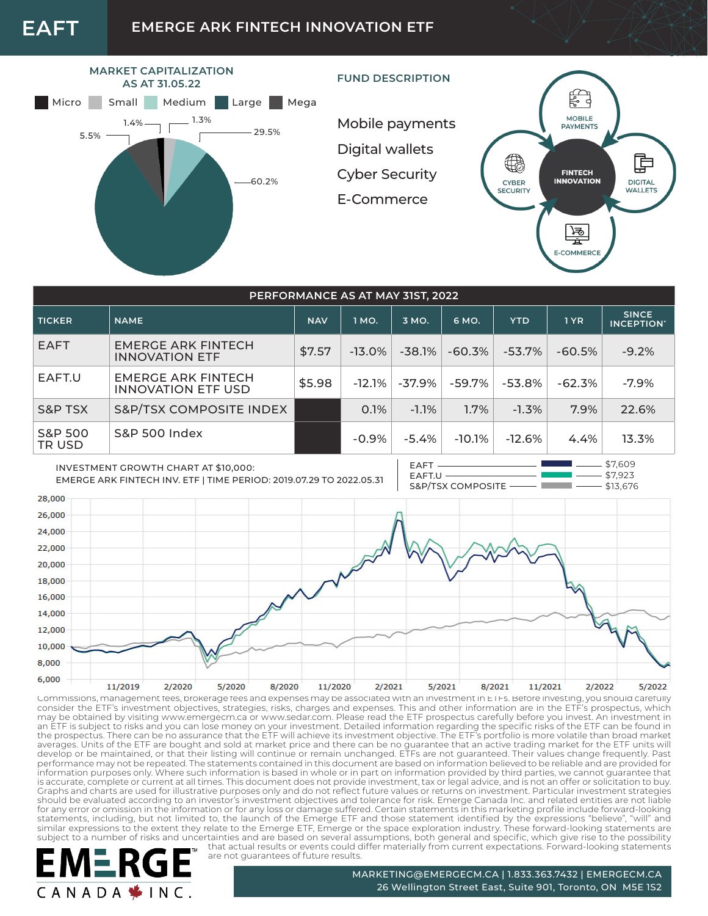# EAFT — EMERGE ARK FINTECH INNOVATION ETF

## MARKET CAPITALIZATION AS AT 31.05.22

Micro | Small | Medium | Large | Mega

1.4%
1.3%
5.5%
29.5%
60.2%

## FUND DESCRIPTION

Mobile payments
Digital wallets
Cyber Security
E-Commerce

MOBILE PAYMENTS
CYBER SECURITY
FINTECH INNOVATION
DIGITAL WALLETS
E-COMMERCE

## PERFORMANCE AS AT MAY 31ST, 2022

| TICKER | NAME | NAV | 1 MO. | 3 MO. | 6 MO. | YTD | 1 YR | SINCE INCEPTION* |
|---|---|---|---|---|---|---|---|---|
| EAFT | EMERGE ARK FINTECH INNOVATION ETF | $7.57 | -13.0% | -38.1% | -60.3% | -53.7% | -60.5% | -9.2% |
| EAFT.U | EMERGE ARK FINTECH INNOVATION ETF USD | $5.98 | -12.1% | -37.9% | -59.7% | -53.8% | -62.3% | -7.9% |
| S&P TSX | S&P/TSX COMPOSITE INDEX | | 0.1% | -1.1% | 1.7% | -1.3% | 7.9% | 22.6% |
| S&P 500 TR USD | S&P 500 Index | | -0.9% | -5.4% | -10.1% | -12.6% | 4.4% | 13.3% |

INVESTMENT GROWTH CHART AT $10,000:
EMERGE ARK FINTECH INV. ETF | TIME PERIOD: 2019.07.29 TO 2022.05.31

EAFT $7,609
EAFT.U $7,923
S&P/TSX COMPOSITE $13,676

28,000
26,000
24,000
22,000
20,000
18,000
16,000
14,000
12,000
10,000
8,000
6,000

11/2019 2/2020 5/2020 8/2020 11/2020 2/2021 5/2021 8/2021 11/2021 2/2022 5/2022

Commissions, management fees, brokerage fees and expenses may be associated with an investment in ETFs. Before investing, you should carefully consider the ETF's investment objectives, strategies, risks, charges and expenses. This and other information are in the ETF's prospectus, which may be obtained by visiting www.emergecm.ca or www.sedar.com. Please read the ETF prospectus carefully before you invest. An investment in an ETF is subject to risks and you can lose money on your investment. Detailed information regarding the specific risks of the ETF can be found in the prospectus. There can be no assurance that the ETF will achieve its investment objective. The ETF's portfolio is more volatile than broad market averages. Units of the ETF are bought and sold at market price and there can be no guarantee that an active trading market for the ETF units will develop or be maintained, or that their listing will continue or remain unchanged. ETFs are not guaranteed. Their values change frequently. Past performance may not be repeated. The statements contained in this document are based on information believed to be reliable and are provided for information purposes only. Where such information is based in whole or in part on information provided by third parties, we cannot guarantee that is accurate, complete or current at all times. This document does not provide investment, tax or legal advice, and is not an offer or solicitation to buy. Graphs and charts are used for illustrative purposes only and do not reflect future values or returns on investment. Particular investment strategies should be evaluated according to an investor's investment objectives and tolerance for risk. Emerge Canada Inc. and related entities are not liable for any error or omission in the information or for any loss or damage suffered. Certain statements in this marketing profile include forward-looking statements, including, but not limited to, the launch of the Emerge ETF and those statement identified by the expressions "believe", "will" and similar expressions to the extent they relate to the Emerge ETF, Emerge or the space exploration industry. These forward-looking statements are subject to a number of risks and uncertainties and are based on several assumptions, both general and specific, which give rise to the possibility that actual results or events could differ materially from current expectations. Forward-looking statements are not guarantees of future results.

EMERGE™ CANADA INC.

MARKETING@EMERGECM.CA | 1.833.363.7432 | EMERGECM.CA
26 Wellington Street East, Suite 901, Toronto, ON M5E 1S2